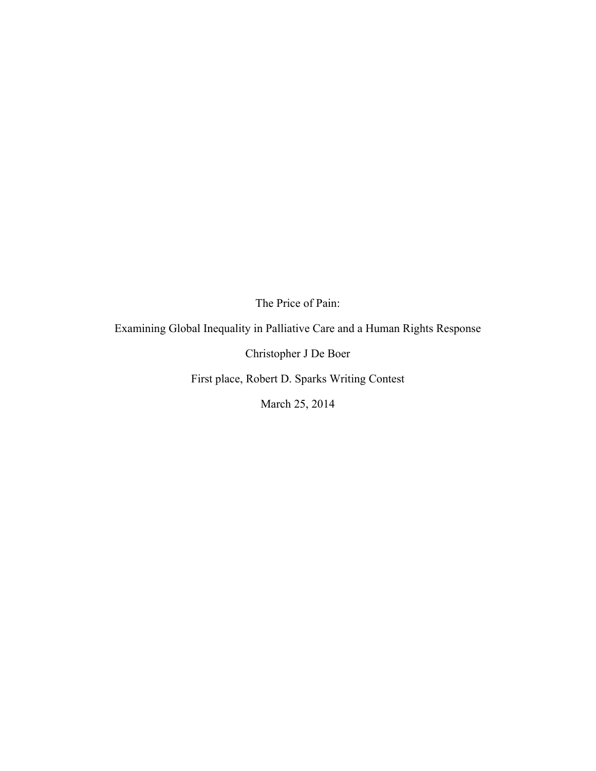# The Price of Pain:

## Examining Global Inequality in Palliative Care and a Human Rights Response

Christopher J De Boer

First place, Robert D. Sparks Writing Contest

March 25, 2014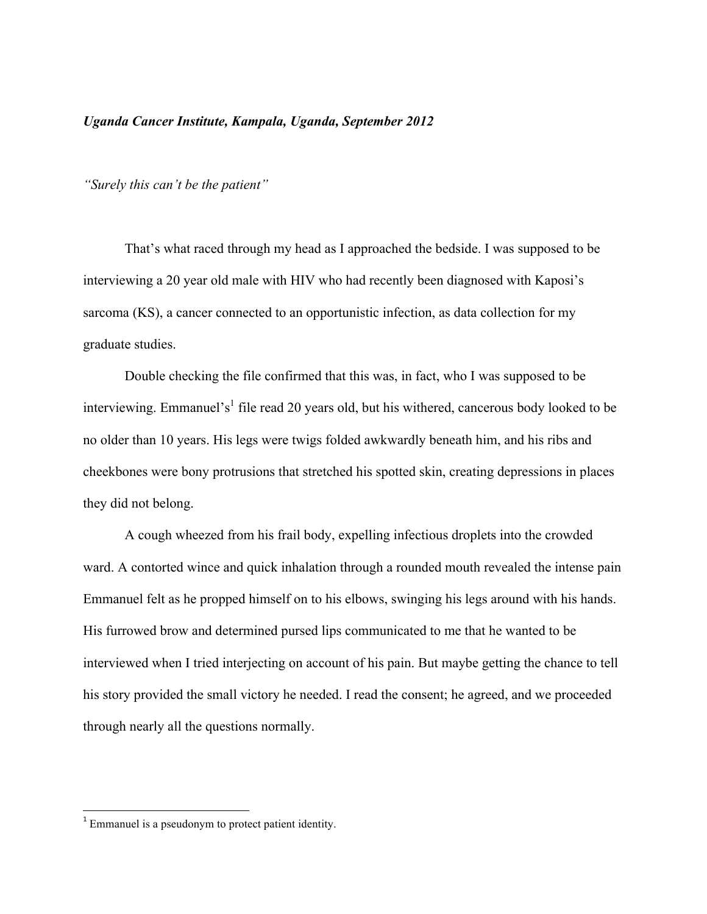*Uganda Cancer Institute, Kampala, Uganda, September 2012*

*"Surely this can't be the patient"*

That's what raced through my head as I approached the bedside. I was supposed to be interviewing a 20 year old male with HIV who had recently been diagnosed with Kaposi's sarcoma (KS), a cancer connected to an opportunistic infection, as data collection for my graduate studies.

Double checking the file confirmed that this was, in fact, who I was supposed to be interviewing. Emmanuel's[1] file read 20 years old, but his withered, cancerous body looked to be no older than 10 years. His legs were twigs folded awkwardly beneath him, and his ribs and cheekbones were bony protrusions that stretched his spotted skin, creating depressions in places they did not belong.

A cough wheezed from his frail body, expelling infectious droplets into the crowded ward. A contorted wince and quick inhalation through a rounded mouth revealed the intense pain Emmanuel felt as he propped himself on to his elbows, swinging his legs around with his hands. His furrowed brow and determined pursed lips communicated to me that he wanted to be interviewed when I tried interjecting on account of his pain. But maybe getting the chance to tell his story provided the small victory he needed. I read the consent; he agreed, and we proceeded through nearly all the questions normally.

---

[1] Emmanuel is a pseudonym to protect patient identity.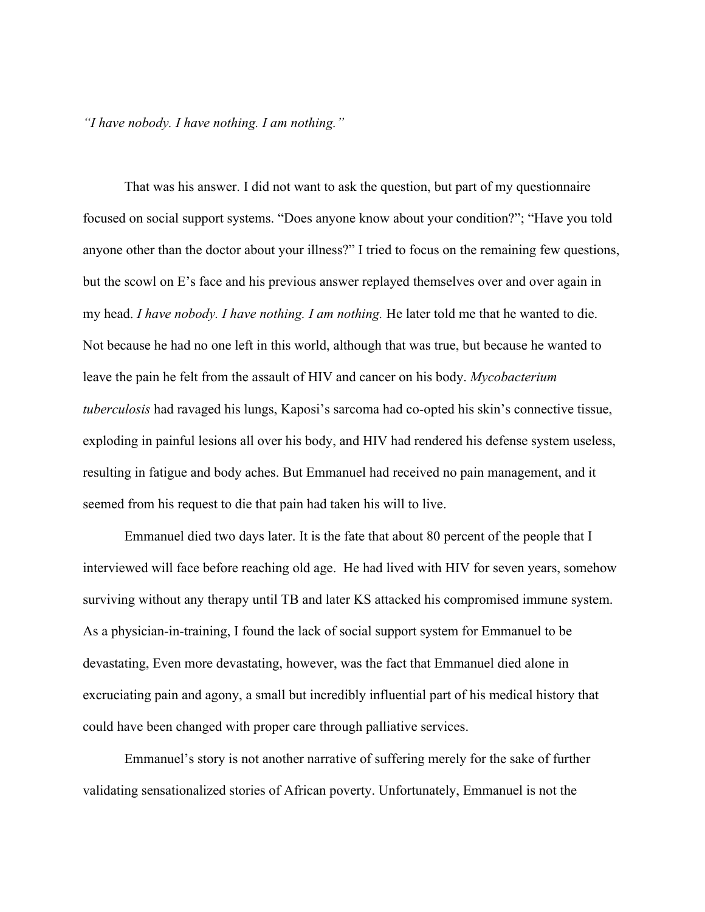*"I have nobody. I have nothing. I am nothing."*

That was his answer. I did not want to ask the question, but part of my questionnaire focused on social support systems. "Does anyone know about your condition?"; "Have you told anyone other than the doctor about your illness?" I tried to focus on the remaining few questions, but the scowl on E's face and his previous answer replayed themselves over and over again in my head. *I have nobody. I have nothing. I am nothing.* He later told me that he wanted to die. Not because he had no one left in this world, although that was true, but because he wanted to leave the pain he felt from the assault of HIV and cancer on his body. *Mycobacterium tuberculosis* had ravaged his lungs, Kaposi's sarcoma had co-opted his skin's connective tissue, exploding in painful lesions all over his body, and HIV had rendered his defense system useless, resulting in fatigue and body aches. But Emmanuel had received no pain management, and it seemed from his request to die that pain had taken his will to live.

Emmanuel died two days later. It is the fate that about 80 percent of the people that I interviewed will face before reaching old age. He had lived with HIV for seven years, somehow surviving without any therapy until TB and later KS attacked his compromised immune system. As a physician-in-training, I found the lack of social support system for Emmanuel to be devastating, Even more devastating, however, was the fact that Emmanuel died alone in excruciating pain and agony, a small but incredibly influential part of his medical history that could have been changed with proper care through palliative services.

Emmanuel's story is not another narrative of suffering merely for the sake of further validating sensationalized stories of African poverty. Unfortunately, Emmanuel is not the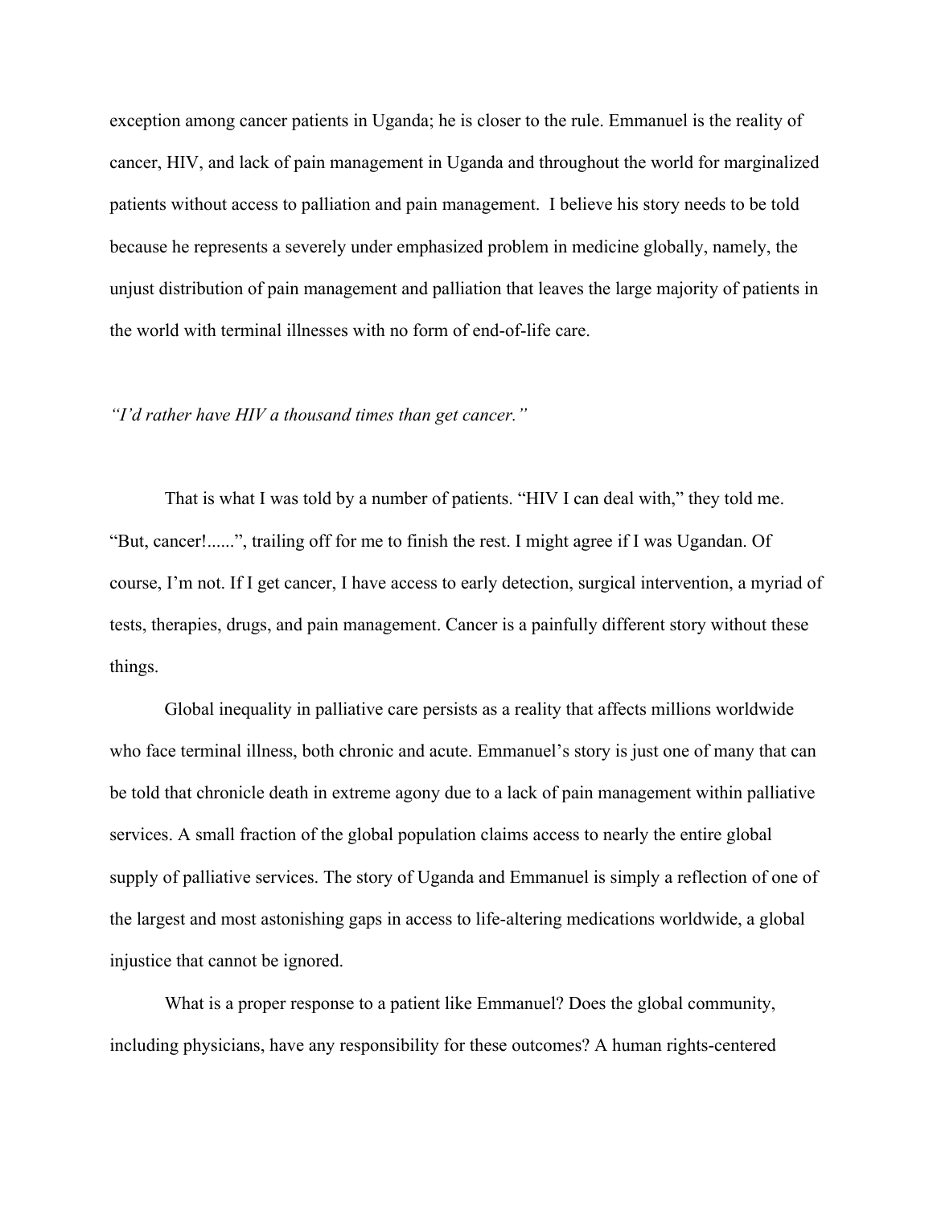exception among cancer patients in Uganda; he is closer to the rule. Emmanuel is the reality of cancer, HIV, and lack of pain management in Uganda and throughout the world for marginalized patients without access to palliation and pain management. I believe his story needs to be told because he represents a severely under emphasized problem in medicine globally, namely, the unjust distribution of pain management and palliation that leaves the large majority of patients in the world with terminal illnesses with no form of end-of-life care.

*"I'd rather have HIV a thousand times than get cancer."*

That is what I was told by a number of patients. "HIV I can deal with," they told me. "But, cancer!......", trailing off for me to finish the rest. I might agree if I was Ugandan. Of course, I'm not. If I get cancer, I have access to early detection, surgical intervention, a myriad of tests, therapies, drugs, and pain management. Cancer is a painfully different story without these things.

Global inequality in palliative care persists as a reality that affects millions worldwide who face terminal illness, both chronic and acute. Emmanuel's story is just one of many that can be told that chronicle death in extreme agony due to a lack of pain management within palliative services. A small fraction of the global population claims access to nearly the entire global supply of palliative services. The story of Uganda and Emmanuel is simply a reflection of one of the largest and most astonishing gaps in access to life-altering medications worldwide, a global injustice that cannot be ignored.

What is a proper response to a patient like Emmanuel? Does the global community, including physicians, have any responsibility for these outcomes? A human rights-centered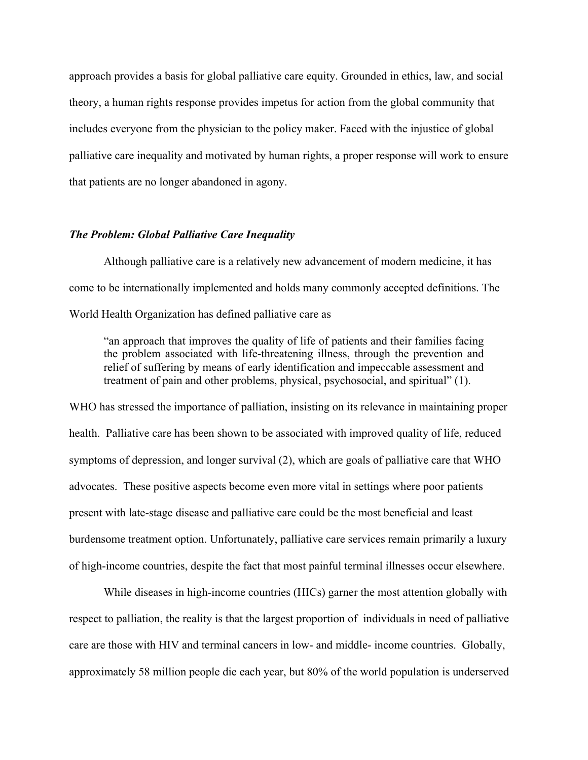approach provides a basis for global palliative care equity. Grounded in ethics, law, and social theory, a human rights response provides impetus for action from the global community that includes everyone from the physician to the policy maker. Faced with the injustice of global palliative care inequality and motivated by human rights, a proper response will work to ensure that patients are no longer abandoned in agony.

### *The Problem: Global Palliative Care Inequality*

Although palliative care is a relatively new advancement of modern medicine, it has come to be internationally implemented and holds many commonly accepted definitions. The World Health Organization has defined palliative care as

> "an approach that improves the quality of life of patients and their families facing the problem associated with life-threatening illness, through the prevention and relief of suffering by means of early identification and impeccable assessment and treatment of pain and other problems, physical, psychosocial, and spiritual" (1).

WHO has stressed the importance of palliation, insisting on its relevance in maintaining proper health. Palliative care has been shown to be associated with improved quality of life, reduced symptoms of depression, and longer survival (2), which are goals of palliative care that WHO advocates. These positive aspects become even more vital in settings where poor patients present with late-stage disease and palliative care could be the most beneficial and least burdensome treatment option. Unfortunately, palliative care services remain primarily a luxury of high-income countries, despite the fact that most painful terminal illnesses occur elsewhere.

While diseases in high-income countries (HICs) garner the most attention globally with respect to palliation, the reality is that the largest proportion of individuals in need of palliative care are those with HIV and terminal cancers in low- and middle- income countries. Globally, approximately 58 million people die each year, but 80% of the world population is underserved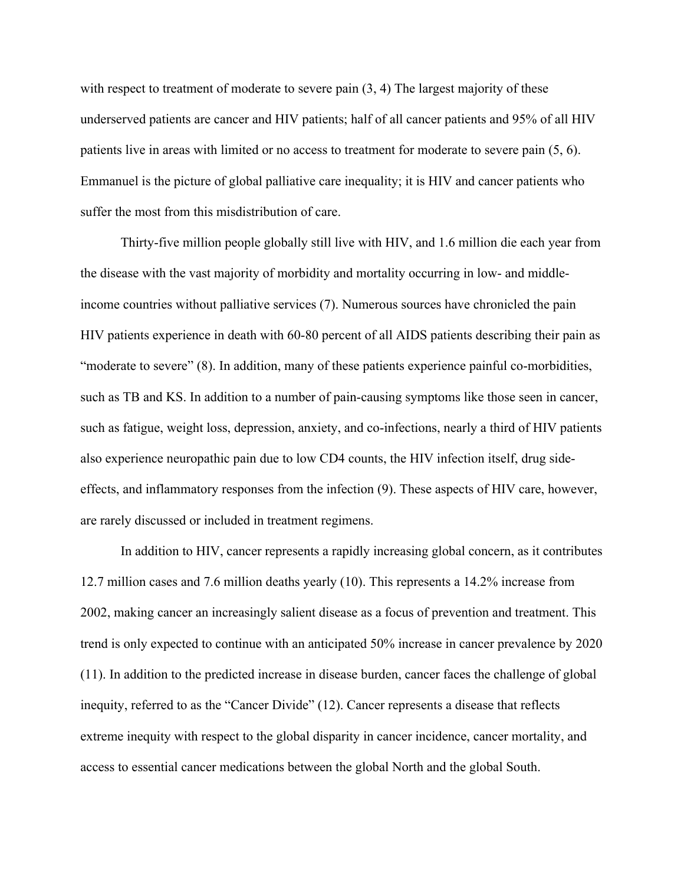with respect to treatment of moderate to severe pain (3, 4) The largest majority of these underserved patients are cancer and HIV patients; half of all cancer patients and 95% of all HIV patients live in areas with limited or no access to treatment for moderate to severe pain (5, 6). Emmanuel is the picture of global palliative care inequality; it is HIV and cancer patients who suffer the most from this misdistribution of care.

Thirty-five million people globally still live with HIV, and 1.6 million die each year from the disease with the vast majority of morbidity and mortality occurring in low- and middle-income countries without palliative services (7). Numerous sources have chronicled the pain HIV patients experience in death with 60-80 percent of all AIDS patients describing their pain as "moderate to severe" (8). In addition, many of these patients experience painful co-morbidities, such as TB and KS. In addition to a number of pain-causing symptoms like those seen in cancer, such as fatigue, weight loss, depression, anxiety, and co-infections, nearly a third of HIV patients also experience neuropathic pain due to low CD4 counts, the HIV infection itself, drug side-effects, and inflammatory responses from the infection (9). These aspects of HIV care, however, are rarely discussed or included in treatment regimens.

In addition to HIV, cancer represents a rapidly increasing global concern, as it contributes 12.7 million cases and 7.6 million deaths yearly (10). This represents a 14.2% increase from 2002, making cancer an increasingly salient disease as a focus of prevention and treatment. This trend is only expected to continue with an anticipated 50% increase in cancer prevalence by 2020 (11). In addition to the predicted increase in disease burden, cancer faces the challenge of global inequity, referred to as the "Cancer Divide" (12). Cancer represents a disease that reflects extreme inequity with respect to the global disparity in cancer incidence, cancer mortality, and access to essential cancer medications between the global North and the global South.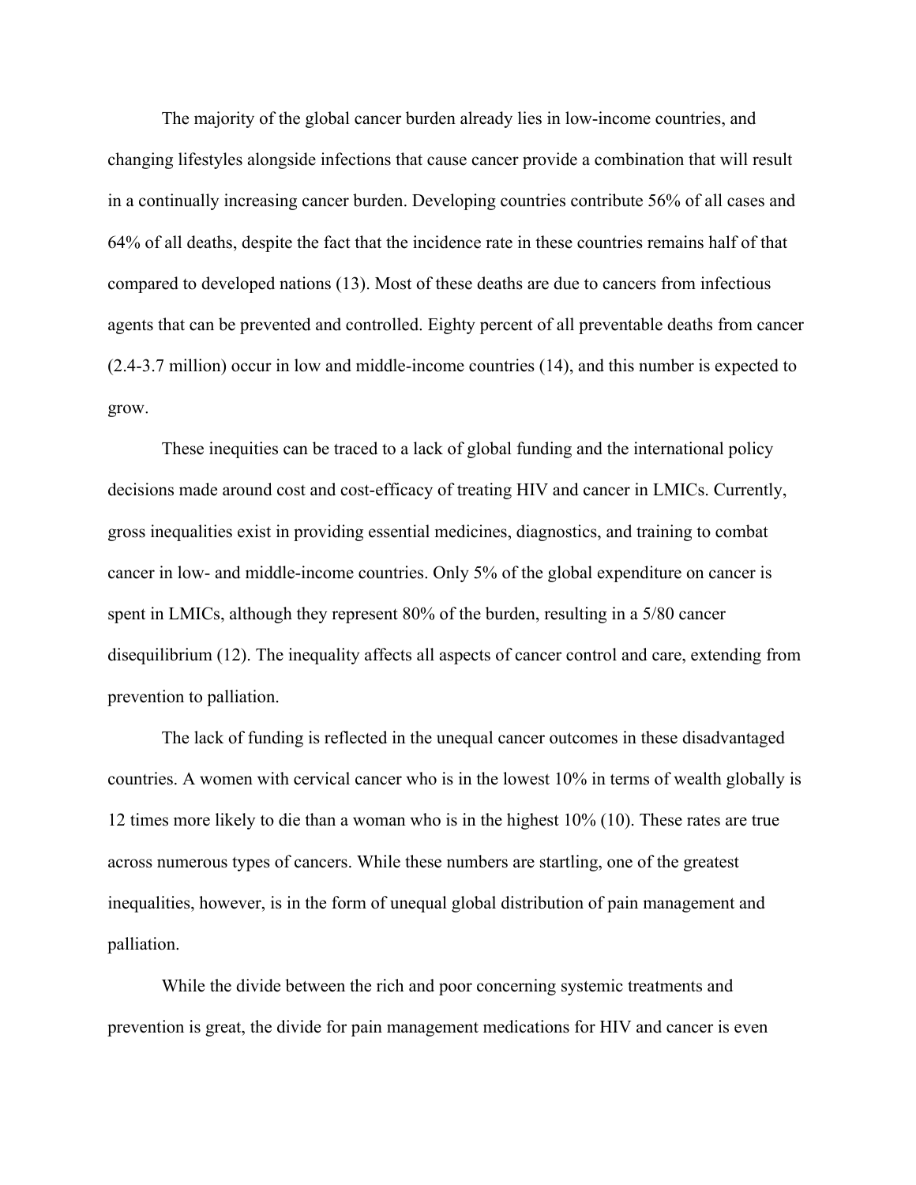The majority of the global cancer burden already lies in low-income countries, and changing lifestyles alongside infections that cause cancer provide a combination that will result in a continually increasing cancer burden. Developing countries contribute 56% of all cases and 64% of all deaths, despite the fact that the incidence rate in these countries remains half of that compared to developed nations (13). Most of these deaths are due to cancers from infectious agents that can be prevented and controlled. Eighty percent of all preventable deaths from cancer (2.4-3.7 million) occur in low and middle-income countries (14), and this number is expected to grow.

These inequities can be traced to a lack of global funding and the international policy decisions made around cost and cost-efficacy of treating HIV and cancer in LMICs. Currently, gross inequalities exist in providing essential medicines, diagnostics, and training to combat cancer in low- and middle-income countries. Only 5% of the global expenditure on cancer is spent in LMICs, although they represent 80% of the burden, resulting in a 5/80 cancer disequilibrium (12). The inequality affects all aspects of cancer control and care, extending from prevention to palliation.

The lack of funding is reflected in the unequal cancer outcomes in these disadvantaged countries. A women with cervical cancer who is in the lowest 10% in terms of wealth globally is 12 times more likely to die than a woman who is in the highest 10% (10). These rates are true across numerous types of cancers. While these numbers are startling, one of the greatest inequalities, however, is in the form of unequal global distribution of pain management and palliation.

While the divide between the rich and poor concerning systemic treatments and prevention is great, the divide for pain management medications for HIV and cancer is even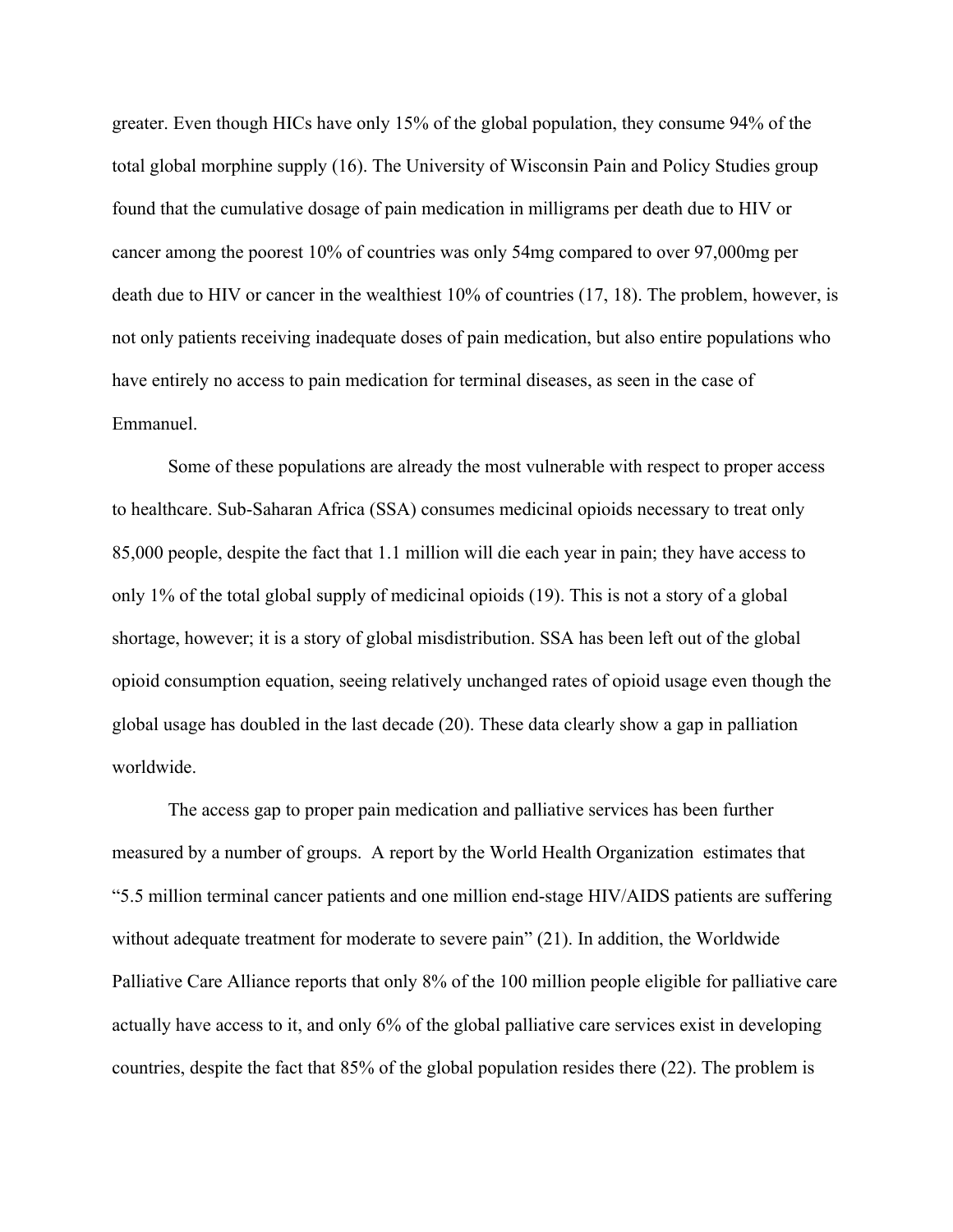greater. Even though HICs have only 15% of the global population, they consume 94% of the total global morphine supply (16). The University of Wisconsin Pain and Policy Studies group found that the cumulative dosage of pain medication in milligrams per death due to HIV or cancer among the poorest 10% of countries was only 54mg compared to over 97,000mg per death due to HIV or cancer in the wealthiest 10% of countries (17, 18). The problem, however, is not only patients receiving inadequate doses of pain medication, but also entire populations who have entirely no access to pain medication for terminal diseases, as seen in the case of Emmanuel.

Some of these populations are already the most vulnerable with respect to proper access to healthcare. Sub-Saharan Africa (SSA) consumes medicinal opioids necessary to treat only 85,000 people, despite the fact that 1.1 million will die each year in pain; they have access to only 1% of the total global supply of medicinal opioids (19). This is not a story of a global shortage, however; it is a story of global misdistribution. SSA has been left out of the global opioid consumption equation, seeing relatively unchanged rates of opioid usage even though the global usage has doubled in the last decade (20). These data clearly show a gap in palliation worldwide.

The access gap to proper pain medication and palliative services has been further measured by a number of groups. A report by the World Health Organization estimates that "5.5 million terminal cancer patients and one million end-stage HIV/AIDS patients are suffering without adequate treatment for moderate to severe pain" (21). In addition, the Worldwide Palliative Care Alliance reports that only 8% of the 100 million people eligible for palliative care actually have access to it, and only 6% of the global palliative care services exist in developing countries, despite the fact that 85% of the global population resides there (22). The problem is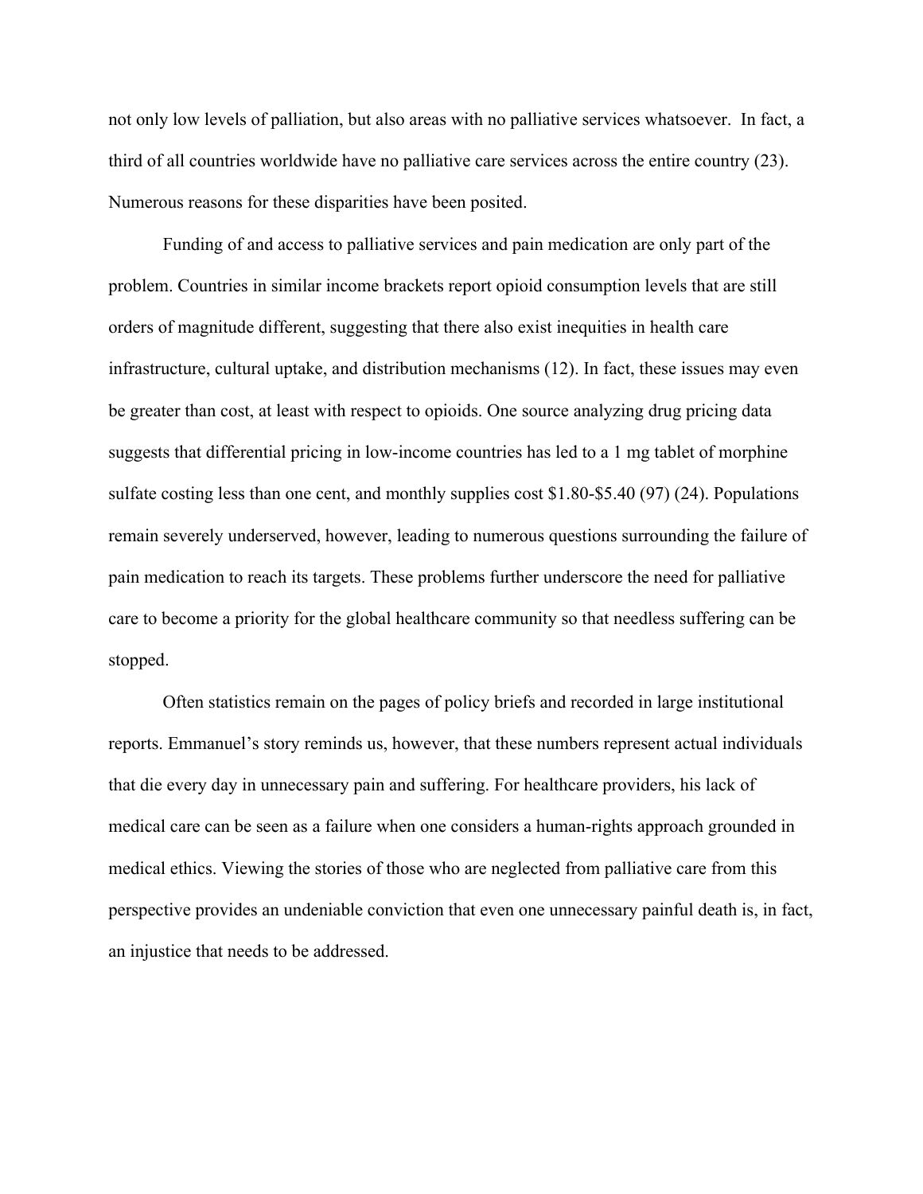not only low levels of palliation, but also areas with no palliative services whatsoever. In fact, a third of all countries worldwide have no palliative care services across the entire country (23). Numerous reasons for these disparities have been posited.

Funding of and access to palliative services and pain medication are only part of the problem. Countries in similar income brackets report opioid consumption levels that are still orders of magnitude different, suggesting that there also exist inequities in health care infrastructure, cultural uptake, and distribution mechanisms (12). In fact, these issues may even be greater than cost, at least with respect to opioids. One source analyzing drug pricing data suggests that differential pricing in low-income countries has led to a 1 mg tablet of morphine sulfate costing less than one cent, and monthly supplies cost $1.80-$5.40 (97) (24). Populations remain severely underserved, however, leading to numerous questions surrounding the failure of pain medication to reach its targets. These problems further underscore the need for palliative care to become a priority for the global healthcare community so that needless suffering can be stopped.

Often statistics remain on the pages of policy briefs and recorded in large institutional reports. Emmanuel's story reminds us, however, that these numbers represent actual individuals that die every day in unnecessary pain and suffering. For healthcare providers, his lack of medical care can be seen as a failure when one considers a human-rights approach grounded in medical ethics. Viewing the stories of those who are neglected from palliative care from this perspective provides an undeniable conviction that even one unnecessary painful death is, in fact, an injustice that needs to be addressed.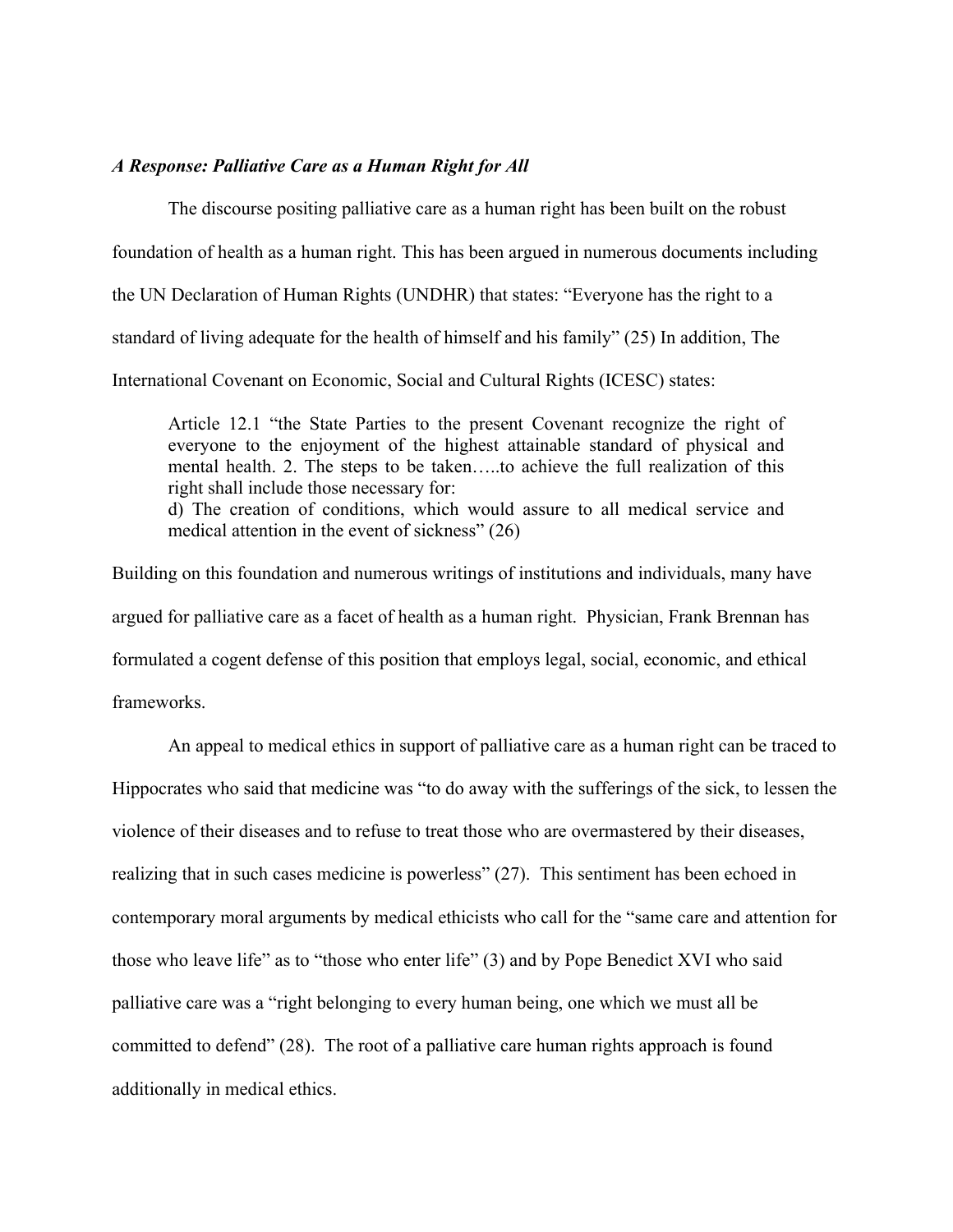***A Response: Palliative Care as a Human Right for All***

The discourse positing palliative care as a human right has been built on the robust foundation of health as a human right. This has been argued in numerous documents including the UN Declaration of Human Rights (UNDHR) that states: "Everyone has the right to a standard of living adequate for the health of himself and his family" (25) In addition, The International Covenant on Economic, Social and Cultural Rights (ICESC) states:

> Article 12.1 "the State Parties to the present Covenant recognize the right of everyone to the enjoyment of the highest attainable standard of physical and mental health. 2. The steps to be taken…..to achieve the full realization of this right shall include those necessary for:
> d) The creation of conditions, which would assure to all medical service and medical attention in the event of sickness" (26)

Building on this foundation and numerous writings of institutions and individuals, many have argued for palliative care as a facet of health as a human right. Physician, Frank Brennan has formulated a cogent defense of this position that employs legal, social, economic, and ethical frameworks.

An appeal to medical ethics in support of palliative care as a human right can be traced to Hippocrates who said that medicine was "to do away with the sufferings of the sick, to lessen the violence of their diseases and to refuse to treat those who are overmastered by their diseases, realizing that in such cases medicine is powerless" (27). This sentiment has been echoed in contemporary moral arguments by medical ethicists who call for the "same care and attention for those who leave life" as to "those who enter life" (3) and by Pope Benedict XVI who said palliative care was a "right belonging to every human being, one which we must all be committed to defend" (28). The root of a palliative care human rights approach is found additionally in medical ethics.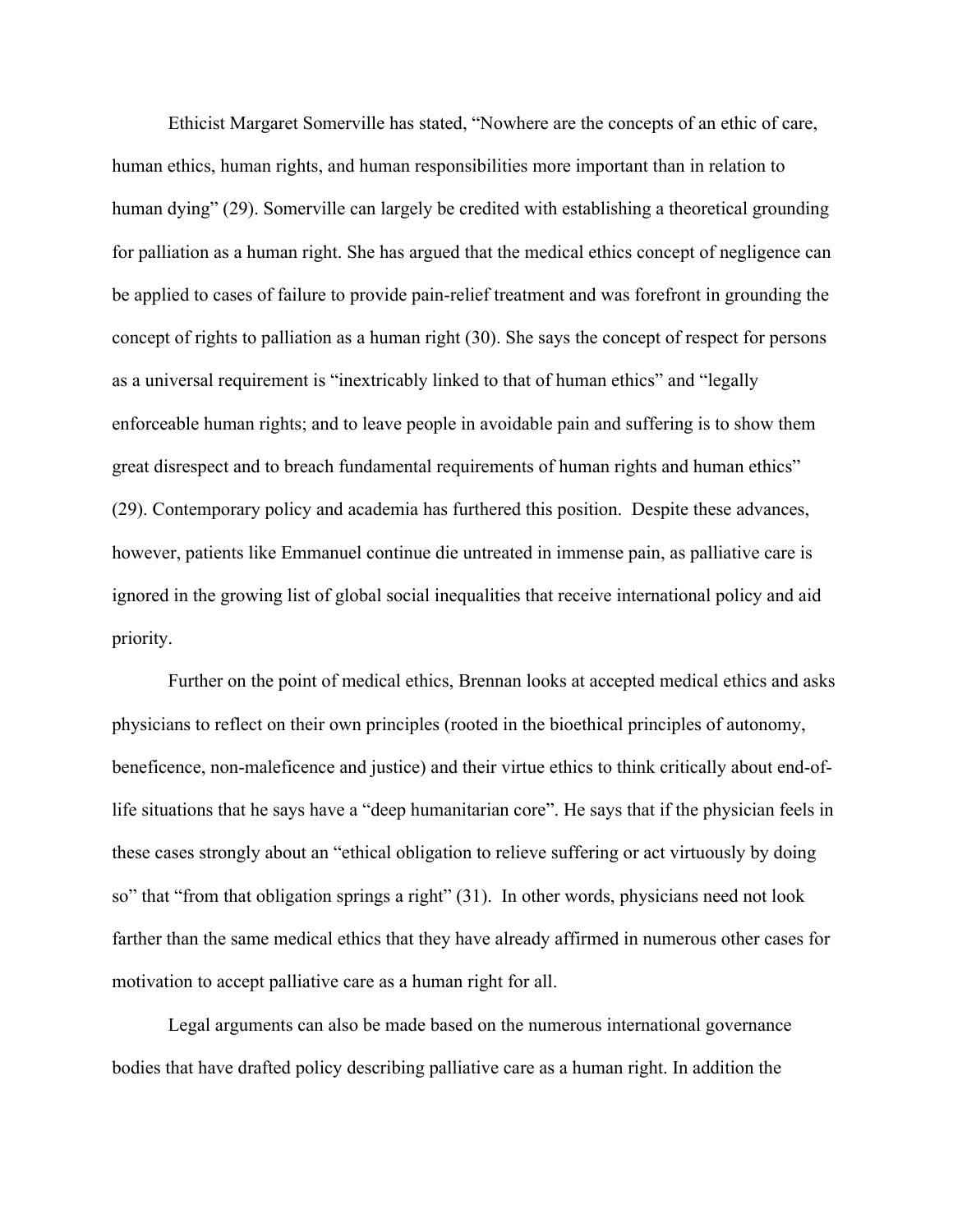Ethicist Margaret Somerville has stated, "Nowhere are the concepts of an ethic of care, human ethics, human rights, and human responsibilities more important than in relation to human dying" (29). Somerville can largely be credited with establishing a theoretical grounding for palliation as a human right. She has argued that the medical ethics concept of negligence can be applied to cases of failure to provide pain-relief treatment and was forefront in grounding the concept of rights to palliation as a human right (30). She says the concept of respect for persons as a universal requirement is "inextricably linked to that of human ethics" and "legally enforceable human rights; and to leave people in avoidable pain and suffering is to show them great disrespect and to breach fundamental requirements of human rights and human ethics" (29). Contemporary policy and academia has furthered this position. Despite these advances, however, patients like Emmanuel continue die untreated in immense pain, as palliative care is ignored in the growing list of global social inequalities that receive international policy and aid priority.

Further on the point of medical ethics, Brennan looks at accepted medical ethics and asks physicians to reflect on their own principles (rooted in the bioethical principles of autonomy, beneficence, non-maleficence and justice) and their virtue ethics to think critically about end-of-life situations that he says have a "deep humanitarian core". He says that if the physician feels in these cases strongly about an "ethical obligation to relieve suffering or act virtuously by doing so" that "from that obligation springs a right" (31). In other words, physicians need not look farther than the same medical ethics that they have already affirmed in numerous other cases for motivation to accept palliative care as a human right for all.

Legal arguments can also be made based on the numerous international governance bodies that have drafted policy describing palliative care as a human right. In addition the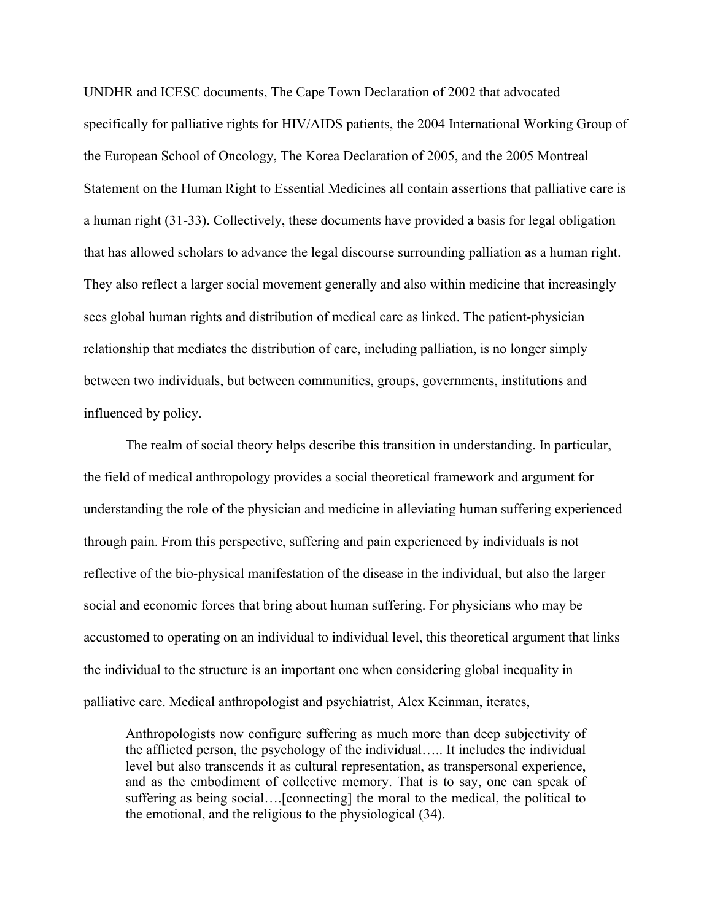UNDHR and ICESC documents, The Cape Town Declaration of 2002 that advocated specifically for palliative rights for HIV/AIDS patients, the 2004 International Working Group of the European School of Oncology, The Korea Declaration of 2005, and the 2005 Montreal Statement on the Human Right to Essential Medicines all contain assertions that palliative care is a human right (31-33). Collectively, these documents have provided a basis for legal obligation that has allowed scholars to advance the legal discourse surrounding palliation as a human right. They also reflect a larger social movement generally and also within medicine that increasingly sees global human rights and distribution of medical care as linked. The patient-physician relationship that mediates the distribution of care, including palliation, is no longer simply between two individuals, but between communities, groups, governments, institutions and influenced by policy.

The realm of social theory helps describe this transition in understanding. In particular, the field of medical anthropology provides a social theoretical framework and argument for understanding the role of the physician and medicine in alleviating human suffering experienced through pain. From this perspective, suffering and pain experienced by individuals is not reflective of the bio-physical manifestation of the disease in the individual, but also the larger social and economic forces that bring about human suffering. For physicians who may be accustomed to operating on an individual to individual level, this theoretical argument that links the individual to the structure is an important one when considering global inequality in palliative care. Medical anthropologist and psychiatrist, Alex Keinman, iterates,

> Anthropologists now configure suffering as much more than deep subjectivity of the afflicted person, the psychology of the individual….. It includes the individual level but also transcends it as cultural representation, as transpersonal experience, and as the embodiment of collective memory. That is to say, one can speak of suffering as being social….[connecting] the moral to the medical, the political to the emotional, and the religious to the physiological (34).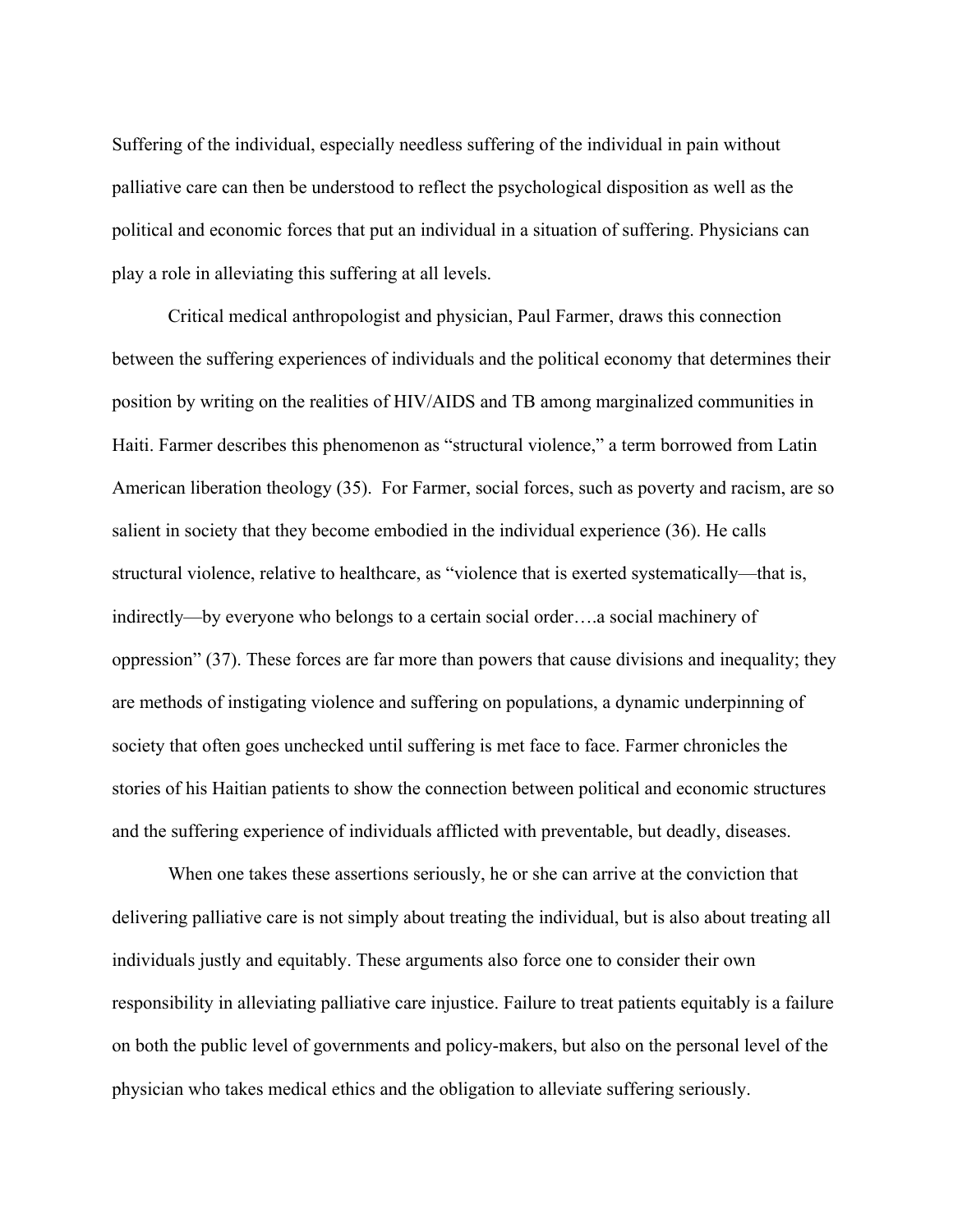Suffering of the individual, especially needless suffering of the individual in pain without palliative care can then be understood to reflect the psychological disposition as well as the political and economic forces that put an individual in a situation of suffering. Physicians can play a role in alleviating this suffering at all levels.

Critical medical anthropologist and physician, Paul Farmer, draws this connection between the suffering experiences of individuals and the political economy that determines their position by writing on the realities of HIV/AIDS and TB among marginalized communities in Haiti. Farmer describes this phenomenon as "structural violence," a term borrowed from Latin American liberation theology (35). For Farmer, social forces, such as poverty and racism, are so salient in society that they become embodied in the individual experience (36). He calls structural violence, relative to healthcare, as "violence that is exerted systematically—that is, indirectly—by everyone who belongs to a certain social order….a social machinery of oppression" (37). These forces are far more than powers that cause divisions and inequality; they are methods of instigating violence and suffering on populations, a dynamic underpinning of society that often goes unchecked until suffering is met face to face. Farmer chronicles the stories of his Haitian patients to show the connection between political and economic structures and the suffering experience of individuals afflicted with preventable, but deadly, diseases.

When one takes these assertions seriously, he or she can arrive at the conviction that delivering palliative care is not simply about treating the individual, but is also about treating all individuals justly and equitably. These arguments also force one to consider their own responsibility in alleviating palliative care injustice. Failure to treat patients equitably is a failure on both the public level of governments and policy-makers, but also on the personal level of the physician who takes medical ethics and the obligation to alleviate suffering seriously.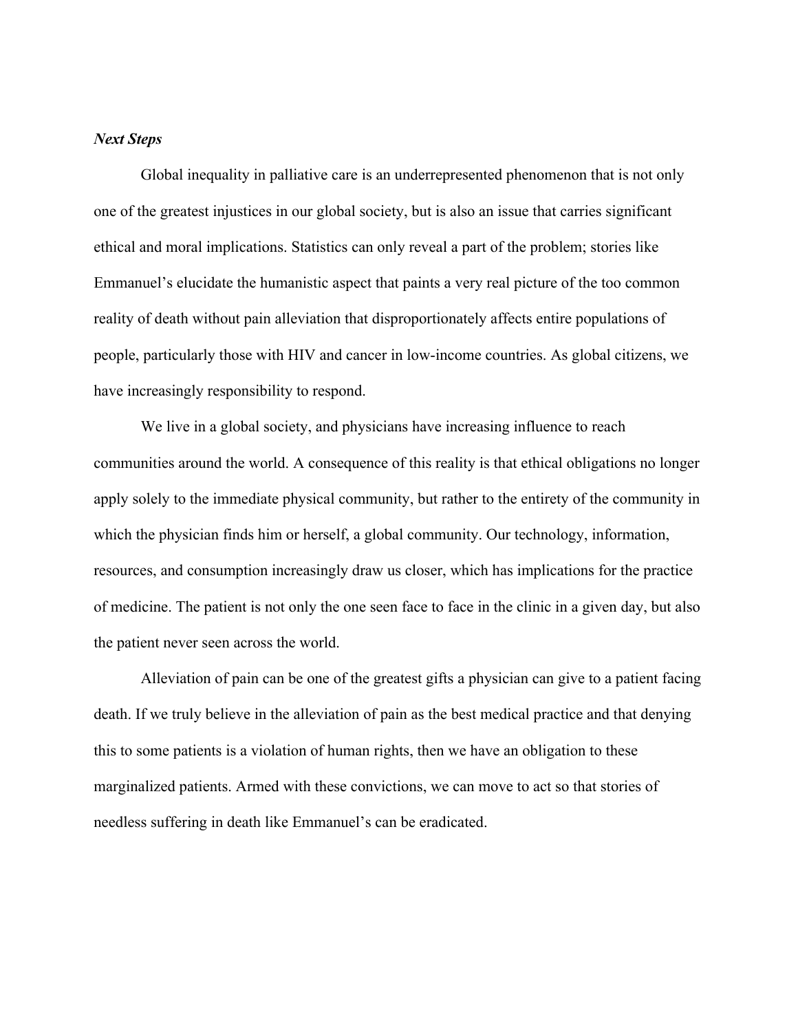### *Next Steps*

Global inequality in palliative care is an underrepresented phenomenon that is not only one of the greatest injustices in our global society, but is also an issue that carries significant ethical and moral implications. Statistics can only reveal a part of the problem; stories like Emmanuel's elucidate the humanistic aspect that paints a very real picture of the too common reality of death without pain alleviation that disproportionately affects entire populations of people, particularly those with HIV and cancer in low-income countries. As global citizens, we have increasingly responsibility to respond.

We live in a global society, and physicians have increasing influence to reach communities around the world. A consequence of this reality is that ethical obligations no longer apply solely to the immediate physical community, but rather to the entirety of the community in which the physician finds him or herself, a global community. Our technology, information, resources, and consumption increasingly draw us closer, which has implications for the practice of medicine. The patient is not only the one seen face to face in the clinic in a given day, but also the patient never seen across the world.

Alleviation of pain can be one of the greatest gifts a physician can give to a patient facing death. If we truly believe in the alleviation of pain as the best medical practice and that denying this to some patients is a violation of human rights, then we have an obligation to these marginalized patients. Armed with these convictions, we can move to act so that stories of needless suffering in death like Emmanuel's can be eradicated.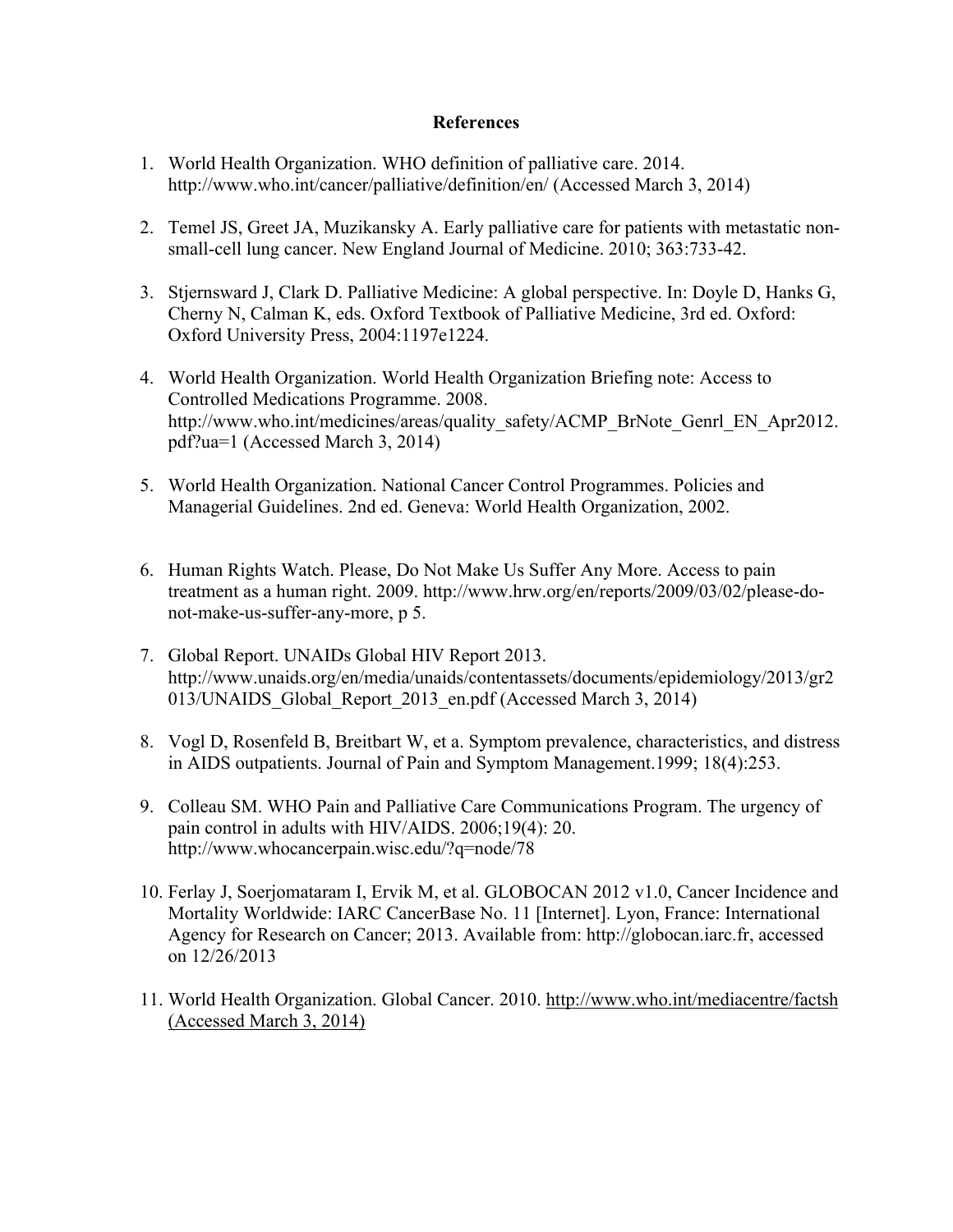## References

1. World Health Organization. WHO definition of palliative care. 2014. http://www.who.int/cancer/palliative/definition/en/ (Accessed March 3, 2014)

2. Temel JS, Greet JA, Muzikansky A. Early palliative care for patients with metastatic non-small-cell lung cancer. New England Journal of Medicine. 2010; 363:733-42.

3. Stjernsward J, Clark D. Palliative Medicine: A global perspective. In: Doyle D, Hanks G, Cherny N, Calman K, eds. Oxford Textbook of Palliative Medicine, 3rd ed. Oxford: Oxford University Press, 2004:1197e1224.

4. World Health Organization. World Health Organization Briefing note: Access to Controlled Medications Programme. 2008. http://www.who.int/medicines/areas/quality_safety/ACMP_BrNote_Genrl_EN_Apr2012.pdf?ua=1 (Accessed March 3, 2014)

5. World Health Organization. National Cancer Control Programmes. Policies and Managerial Guidelines. 2nd ed. Geneva: World Health Organization, 2002.

6. Human Rights Watch. Please, Do Not Make Us Suffer Any More. Access to pain treatment as a human right. 2009. http://www.hrw.org/en/reports/2009/03/02/please-do-not-make-us-suffer-any-more, p 5.

7. Global Report. UNAIDs Global HIV Report 2013. http://www.unaids.org/en/media/unaids/contentassets/documents/epidemiology/2013/gr2013/UNAIDS_Global_Report_2013_en.pdf (Accessed March 3, 2014)

8. Vogl D, Rosenfeld B, Breitbart W, et a. Symptom prevalence, characteristics, and distress in AIDS outpatients. Journal of Pain and Symptom Management.1999; 18(4):253.

9. Colleau SM. WHO Pain and Palliative Care Communications Program. The urgency of pain control in adults with HIV/AIDS. 2006;19(4): 20. http://www.whocancerpain.wisc.edu/?q=node/78

10. Ferlay J, Soerjomataram I, Ervik M, et al. GLOBOCAN 2012 v1.0, Cancer Incidence and Mortality Worldwide: IARC CancerBase No. 11 [Internet]. Lyon, France: International Agency for Research on Cancer; 2013. Available from: http://globocan.iarc.fr, accessed on 12/26/2013

11. World Health Organization. Global Cancer. 2010. http://www.who.int/mediacentre/factsh (Accessed March 3, 2014)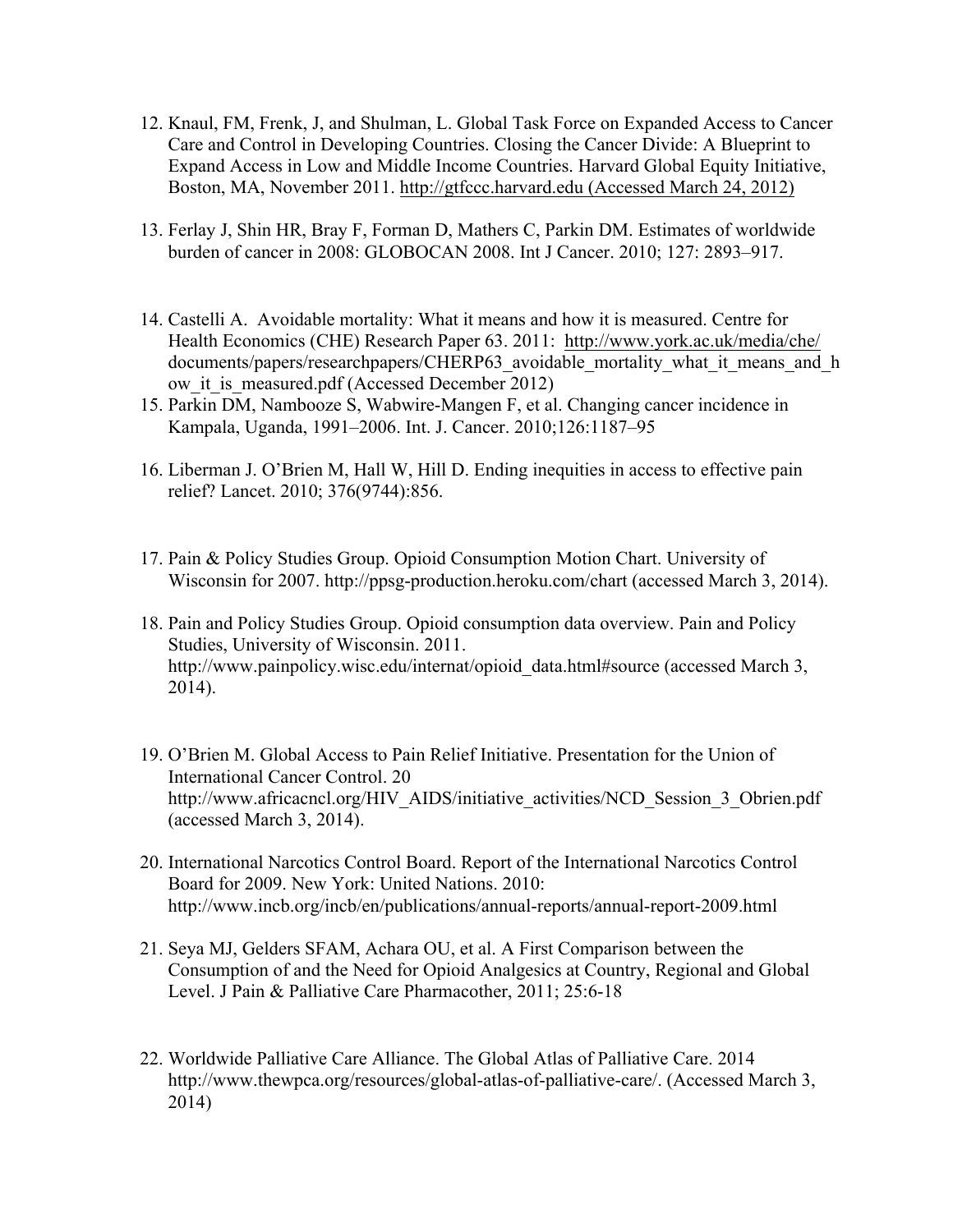12. Knaul, FM, Frenk, J, and Shulman, L. Global Task Force on Expanded Access to Cancer Care and Control in Developing Countries. Closing the Cancer Divide: A Blueprint to Expand Access in Low and Middle Income Countries. Harvard Global Equity Initiative, Boston, MA, November 2011. http://gtfccc.harvard.edu (Accessed March 24, 2012)

13. Ferlay J, Shin HR, Bray F, Forman D, Mathers C, Parkin DM. Estimates of worldwide burden of cancer in 2008: GLOBOCAN 2008. Int J Cancer. 2010; 127: 2893–917.

14. Castelli A. Avoidable mortality: What it means and how it is measured. Centre for Health Economics (CHE) Research Paper 63. 2011: http://www.york.ac.uk/media/che/documents/papers/researchpapers/CHERP63_avoidable_mortality_what_it_means_and_how_it_is_measured.pdf (Accessed December 2012)

15. Parkin DM, Nambooze S, Wabwire-Mangen F, et al. Changing cancer incidence in Kampala, Uganda, 1991–2006. Int. J. Cancer. 2010;126:1187–95

16. Liberman J. O'Brien M, Hall W, Hill D. Ending inequities in access to effective pain relief? Lancet. 2010; 376(9744):856.

17. Pain & Policy Studies Group. Opioid Consumption Motion Chart. University of Wisconsin for 2007. http://ppsg-production.heroku.com/chart (accessed March 3, 2014).

18. Pain and Policy Studies Group. Opioid consumption data overview. Pain and Policy Studies, University of Wisconsin. 2011. http://www.painpolicy.wisc.edu/internat/opioid_data.html#source (accessed March 3, 2014).

19. O'Brien M. Global Access to Pain Relief Initiative. Presentation for the Union of International Cancer Control. 20 http://www.africacncl.org/HIV_AIDS/initiative_activities/NCD_Session_3_Obrien.pdf (accessed March 3, 2014).

20. International Narcotics Control Board. Report of the International Narcotics Control Board for 2009. New York: United Nations. 2010: http://www.incb.org/incb/en/publications/annual-reports/annual-report-2009.html

21. Seya MJ, Gelders SFAM, Achara OU, et al. A First Comparison between the Consumption of and the Need for Opioid Analgesics at Country, Regional and Global Level. J Pain & Palliative Care Pharmacother, 2011; 25:6-18

22. Worldwide Palliative Care Alliance. The Global Atlas of Palliative Care. 2014 http://www.thewpca.org/resources/global-atlas-of-palliative-care/. (Accessed March 3, 2014)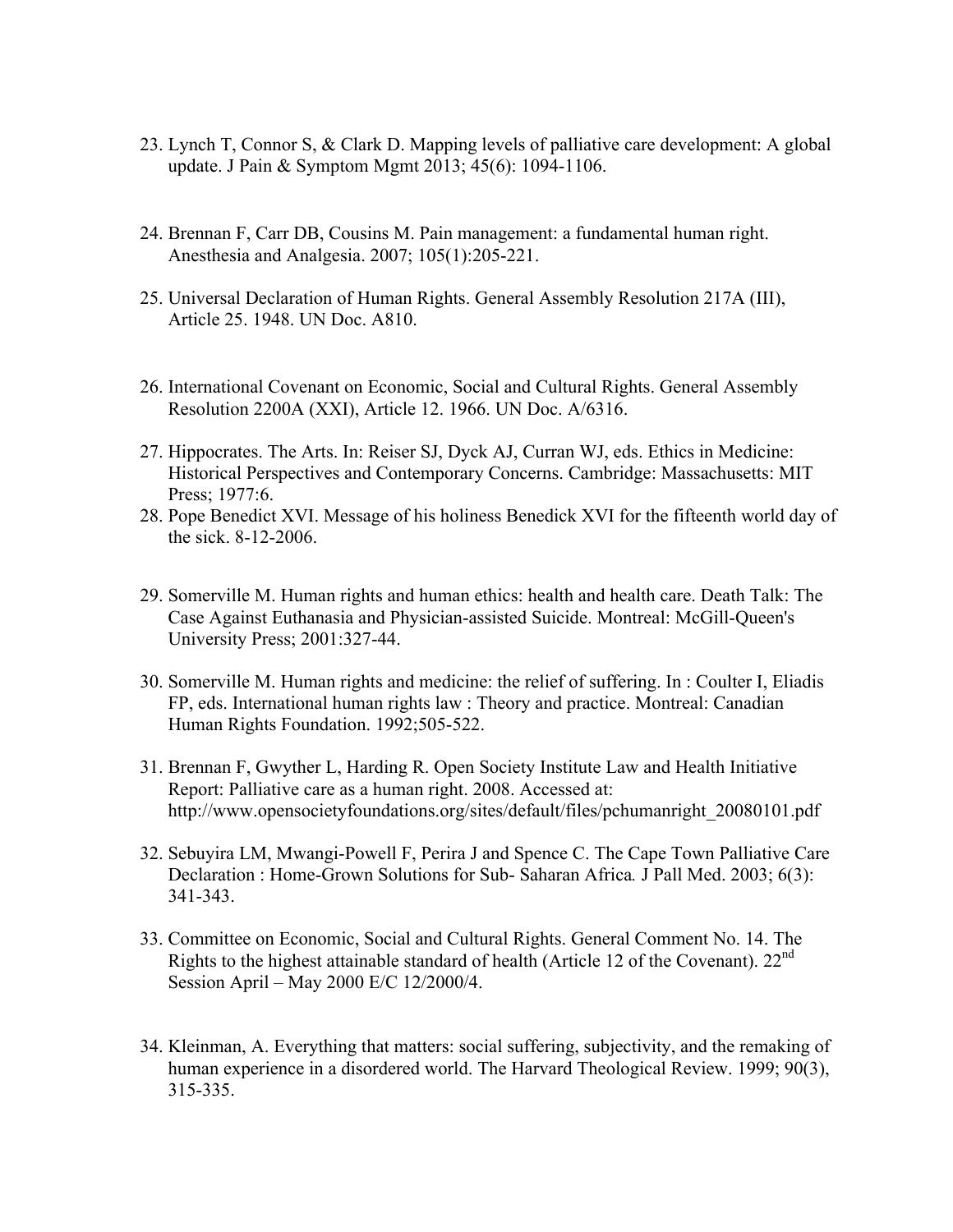23. Lynch T, Connor S, & Clark D. Mapping levels of palliative care development: A global update. J Pain & Symptom Mgmt 2013; 45(6): 1094-1106.

24. Brennan F, Carr DB, Cousins M. Pain management: a fundamental human right. Anesthesia and Analgesia. 2007; 105(1):205-221.

25. Universal Declaration of Human Rights. General Assembly Resolution 217A (III), Article 25. 1948. UN Doc. A810.

26. International Covenant on Economic, Social and Cultural Rights. General Assembly Resolution 2200A (XXI), Article 12. 1966. UN Doc. A/6316.

27. Hippocrates. The Arts. In: Reiser SJ, Dyck AJ, Curran WJ, eds. Ethics in Medicine: Historical Perspectives and Contemporary Concerns. Cambridge: Massachusetts: MIT Press; 1977:6.

28. Pope Benedict XVI. Message of his holiness Benedick XVI for the fifteenth world day of the sick. 8-12-2006.

29. Somerville M. Human rights and human ethics: health and health care. Death Talk: The Case Against Euthanasia and Physician-assisted Suicide. Montreal: McGill-Queen's University Press; 2001:327-44.

30. Somerville M. Human rights and medicine: the relief of suffering. In : Coulter I, Eliadis FP, eds. International human rights law : Theory and practice. Montreal: Canadian Human Rights Foundation. 1992;505-522.

31. Brennan F, Gwyther L, Harding R. Open Society Institute Law and Health Initiative Report: Palliative care as a human right. 2008. Accessed at: http://www.opensocietyfoundations.org/sites/default/files/pchumanright_20080101.pdf

32. Sebuyira LM, Mwangi-Powell F, Perira J and Spence C. The Cape Town Palliative Care Declaration : Home-Grown Solutions for Sub- Saharan Africa*.* J Pall Med. 2003; 6(3): 341-343.

33. Committee on Economic, Social and Cultural Rights. General Comment No. 14. The Rights to the highest attainable standard of health (Article 12 of the Covenant). 22nd Session April – May 2000 E/C 12/2000/4.

34. Kleinman, A. Everything that matters: social suffering, subjectivity, and the remaking of human experience in a disordered world. The Harvard Theological Review. 1999; 90(3), 315-335.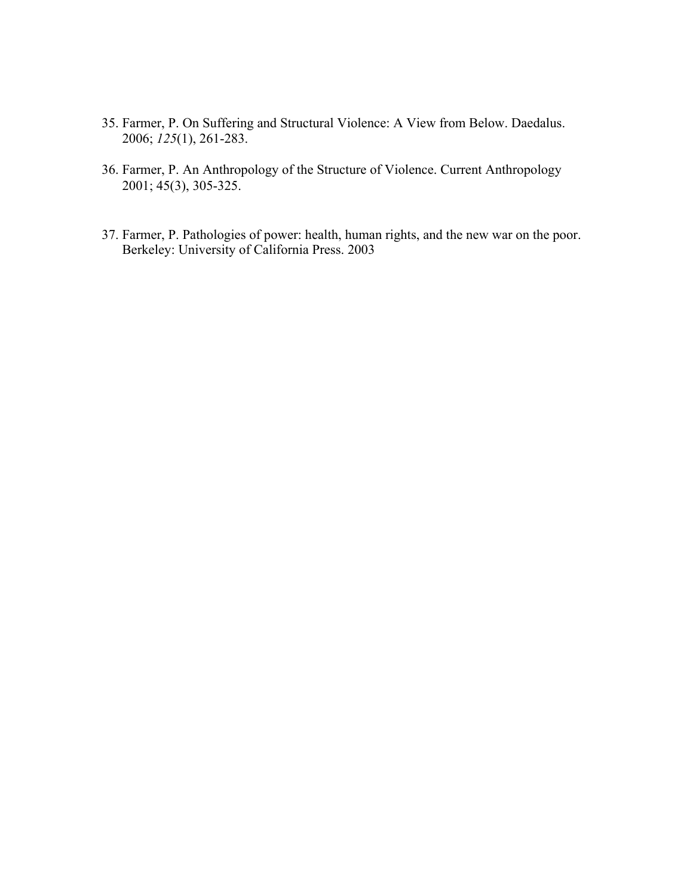35. Farmer, P. On Suffering and Structural Violence: A View from Below. Daedalus. 2006; *125*(1), 261-283.

36. Farmer, P. An Anthropology of the Structure of Violence. Current Anthropology 2001; 45(3), 305-325.

37. Farmer, P. Pathologies of power: health, human rights, and the new war on the poor. Berkeley: University of California Press. 2003